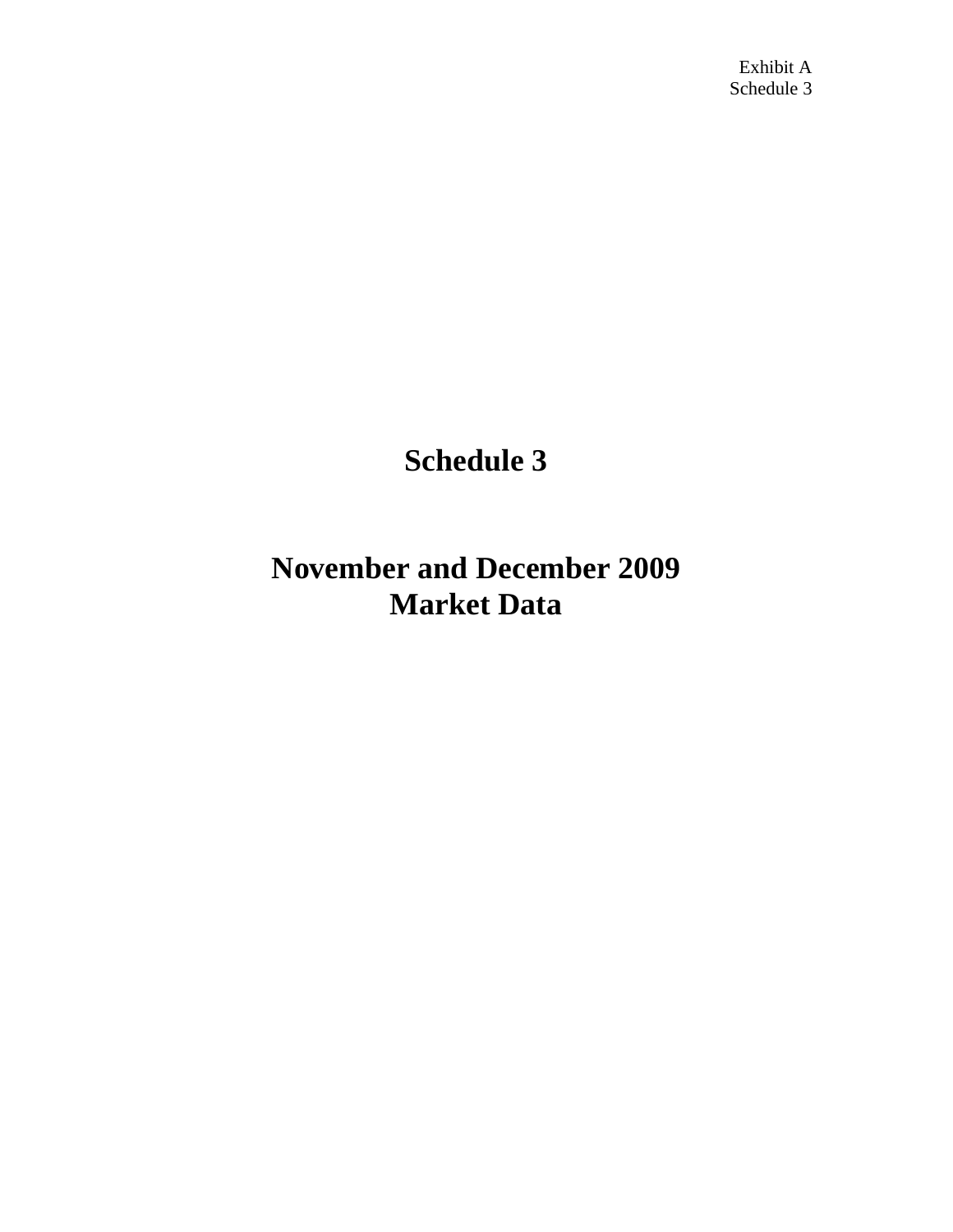Exhibit A
Schedule 3

# Schedule 3

# November and December 2009
# Market Data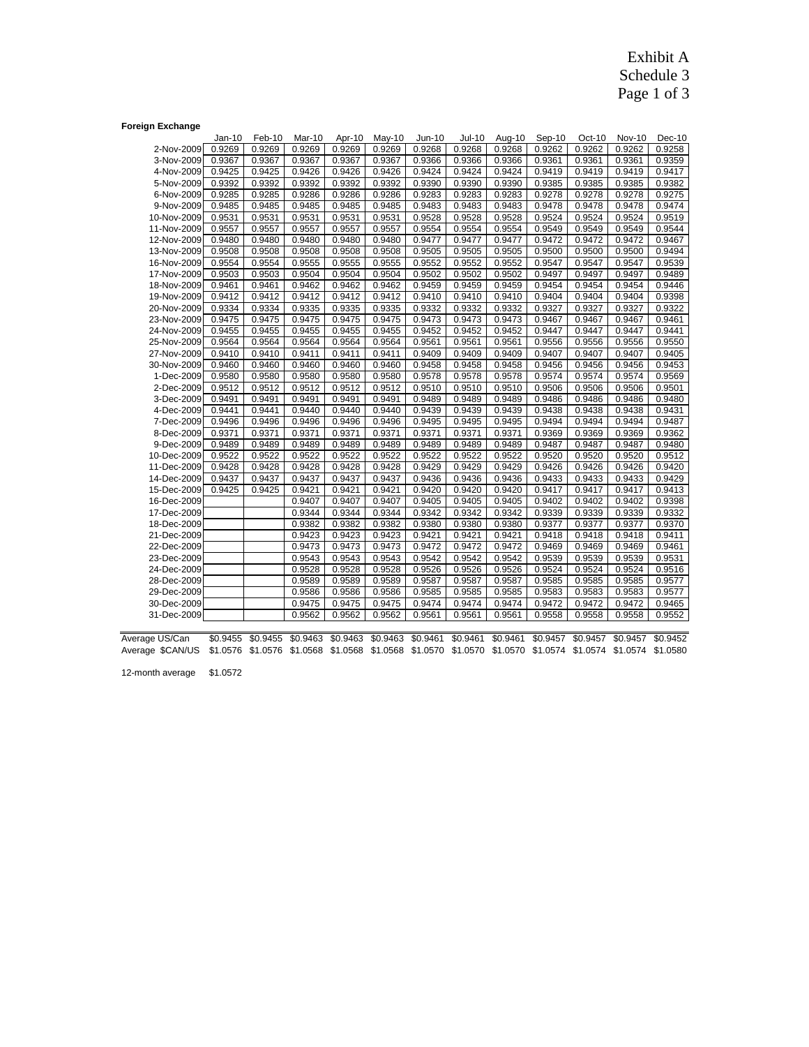Exhibit A
Schedule 3
Page 1 of 3

**Foreign Exchange**

| | Jan-10 | Feb-10 | Mar-10 | Apr-10 | May-10 | Jun-10 | Jul-10 | Aug-10 | Sep-10 | Oct-10 | Nov-10 | Dec-10 |
|---|---|---|---|---|---|---|---|---|---|---|---|---|
| 2-Nov-2009 | 0.9269 | 0.9269 | 0.9269 | 0.9269 | 0.9269 | 0.9268 | 0.9268 | 0.9268 | 0.9262 | 0.9262 | 0.9262 | 0.9258 |
| 3-Nov-2009 | 0.9367 | 0.9367 | 0.9367 | 0.9367 | 0.9367 | 0.9366 | 0.9366 | 0.9366 | 0.9361 | 0.9361 | 0.9361 | 0.9359 |
| 4-Nov-2009 | 0.9425 | 0.9425 | 0.9426 | 0.9426 | 0.9426 | 0.9424 | 0.9424 | 0.9424 | 0.9419 | 0.9419 | 0.9419 | 0.9417 |
| 5-Nov-2009 | 0.9392 | 0.9392 | 0.9392 | 0.9392 | 0.9392 | 0.9390 | 0.9390 | 0.9390 | 0.9385 | 0.9385 | 0.9385 | 0.9382 |
| 6-Nov-2009 | 0.9285 | 0.9285 | 0.9286 | 0.9286 | 0.9286 | 0.9283 | 0.9283 | 0.9283 | 0.9278 | 0.9278 | 0.9278 | 0.9275 |
| 9-Nov-2009 | 0.9485 | 0.9485 | 0.9485 | 0.9485 | 0.9485 | 0.9483 | 0.9483 | 0.9483 | 0.9478 | 0.9478 | 0.9478 | 0.9474 |
| 10-Nov-2009 | 0.9531 | 0.9531 | 0.9531 | 0.9531 | 0.9531 | 0.9528 | 0.9528 | 0.9528 | 0.9524 | 0.9524 | 0.9524 | 0.9519 |
| 11-Nov-2009 | 0.9557 | 0.9557 | 0.9557 | 0.9557 | 0.9557 | 0.9554 | 0.9554 | 0.9554 | 0.9549 | 0.9549 | 0.9549 | 0.9544 |
| 12-Nov-2009 | 0.9480 | 0.9480 | 0.9480 | 0.9480 | 0.9480 | 0.9477 | 0.9477 | 0.9477 | 0.9472 | 0.9472 | 0.9472 | 0.9467 |
| 13-Nov-2009 | 0.9508 | 0.9508 | 0.9508 | 0.9508 | 0.9508 | 0.9505 | 0.9505 | 0.9505 | 0.9500 | 0.9500 | 0.9500 | 0.9494 |
| 16-Nov-2009 | 0.9554 | 0.9554 | 0.9555 | 0.9555 | 0.9555 | 0.9552 | 0.9552 | 0.9552 | 0.9547 | 0.9547 | 0.9547 | 0.9539 |
| 17-Nov-2009 | 0.9503 | 0.9503 | 0.9504 | 0.9504 | 0.9504 | 0.9502 | 0.9502 | 0.9502 | 0.9497 | 0.9497 | 0.9497 | 0.9489 |
| 18-Nov-2009 | 0.9461 | 0.9461 | 0.9462 | 0.9462 | 0.9462 | 0.9459 | 0.9459 | 0.9459 | 0.9454 | 0.9454 | 0.9454 | 0.9446 |
| 19-Nov-2009 | 0.9412 | 0.9412 | 0.9412 | 0.9412 | 0.9412 | 0.9410 | 0.9410 | 0.9410 | 0.9404 | 0.9404 | 0.9404 | 0.9398 |
| 20-Nov-2009 | 0.9334 | 0.9334 | 0.9335 | 0.9335 | 0.9335 | 0.9332 | 0.9332 | 0.9332 | 0.9327 | 0.9327 | 0.9327 | 0.9322 |
| 23-Nov-2009 | 0.9475 | 0.9475 | 0.9475 | 0.9475 | 0.9475 | 0.9473 | 0.9473 | 0.9473 | 0.9467 | 0.9467 | 0.9467 | 0.9461 |
| 24-Nov-2009 | 0.9455 | 0.9455 | 0.9455 | 0.9455 | 0.9455 | 0.9452 | 0.9452 | 0.9452 | 0.9447 | 0.9447 | 0.9447 | 0.9441 |
| 25-Nov-2009 | 0.9564 | 0.9564 | 0.9564 | 0.9564 | 0.9564 | 0.9561 | 0.9561 | 0.9561 | 0.9556 | 0.9556 | 0.9556 | 0.9550 |
| 27-Nov-2009 | 0.9410 | 0.9410 | 0.9411 | 0.9411 | 0.9411 | 0.9409 | 0.9409 | 0.9409 | 0.9407 | 0.9407 | 0.9407 | 0.9405 |
| 30-Nov-2009 | 0.9460 | 0.9460 | 0.9460 | 0.9460 | 0.9460 | 0.9458 | 0.9458 | 0.9458 | 0.9456 | 0.9456 | 0.9456 | 0.9453 |
| 1-Dec-2009 | 0.9580 | 0.9580 | 0.9580 | 0.9580 | 0.9580 | 0.9578 | 0.9578 | 0.9578 | 0.9574 | 0.9574 | 0.9574 | 0.9569 |
| 2-Dec-2009 | 0.9512 | 0.9512 | 0.9512 | 0.9512 | 0.9512 | 0.9510 | 0.9510 | 0.9510 | 0.9506 | 0.9506 | 0.9506 | 0.9501 |
| 3-Dec-2009 | 0.9491 | 0.9491 | 0.9491 | 0.9491 | 0.9491 | 0.9489 | 0.9489 | 0.9489 | 0.9486 | 0.9486 | 0.9486 | 0.9480 |
| 4-Dec-2009 | 0.9441 | 0.9441 | 0.9440 | 0.9440 | 0.9440 | 0.9439 | 0.9439 | 0.9439 | 0.9438 | 0.9438 | 0.9438 | 0.9431 |
| 7-Dec-2009 | 0.9496 | 0.9496 | 0.9496 | 0.9496 | 0.9496 | 0.9495 | 0.9495 | 0.9495 | 0.9494 | 0.9494 | 0.9494 | 0.9487 |
| 8-Dec-2009 | 0.9371 | 0.9371 | 0.9371 | 0.9371 | 0.9371 | 0.9371 | 0.9371 | 0.9371 | 0.9369 | 0.9369 | 0.9369 | 0.9362 |
| 9-Dec-2009 | 0.9489 | 0.9489 | 0.9489 | 0.9489 | 0.9489 | 0.9489 | 0.9489 | 0.9489 | 0.9487 | 0.9487 | 0.9487 | 0.9480 |
| 10-Dec-2009 | 0.9522 | 0.9522 | 0.9522 | 0.9522 | 0.9522 | 0.9522 | 0.9522 | 0.9522 | 0.9520 | 0.9520 | 0.9520 | 0.9512 |
| 11-Dec-2009 | 0.9428 | 0.9428 | 0.9428 | 0.9428 | 0.9428 | 0.9429 | 0.9429 | 0.9429 | 0.9426 | 0.9426 | 0.9426 | 0.9420 |
| 14-Dec-2009 | 0.9437 | 0.9437 | 0.9437 | 0.9437 | 0.9437 | 0.9436 | 0.9436 | 0.9436 | 0.9433 | 0.9433 | 0.9433 | 0.9429 |
| 15-Dec-2009 | 0.9425 | 0.9425 | 0.9421 | 0.9421 | 0.9421 | 0.9420 | 0.9420 | 0.9420 | 0.9417 | 0.9417 | 0.9417 | 0.9413 |
| 16-Dec-2009 | | | 0.9407 | 0.9407 | 0.9407 | 0.9405 | 0.9405 | 0.9405 | 0.9402 | 0.9402 | 0.9402 | 0.9398 |
| 17-Dec-2009 | | | 0.9344 | 0.9344 | 0.9344 | 0.9342 | 0.9342 | 0.9342 | 0.9339 | 0.9339 | 0.9339 | 0.9332 |
| 18-Dec-2009 | | | 0.9382 | 0.9382 | 0.9382 | 0.9380 | 0.9380 | 0.9380 | 0.9377 | 0.9377 | 0.9377 | 0.9370 |
| 21-Dec-2009 | | | 0.9423 | 0.9423 | 0.9423 | 0.9421 | 0.9421 | 0.9421 | 0.9418 | 0.9418 | 0.9418 | 0.9411 |
| 22-Dec-2009 | | | 0.9473 | 0.9473 | 0.9473 | 0.9472 | 0.9472 | 0.9472 | 0.9469 | 0.9469 | 0.9469 | 0.9461 |
| 23-Dec-2009 | | | 0.9543 | 0.9543 | 0.9543 | 0.9542 | 0.9542 | 0.9542 | 0.9539 | 0.9539 | 0.9539 | 0.9531 |
| 24-Dec-2009 | | | 0.9528 | 0.9528 | 0.9528 | 0.9526 | 0.9526 | 0.9526 | 0.9524 | 0.9524 | 0.9524 | 0.9516 |
| 28-Dec-2009 | | | 0.9589 | 0.9589 | 0.9589 | 0.9587 | 0.9587 | 0.9587 | 0.9585 | 0.9585 | 0.9585 | 0.9577 |
| 29-Dec-2009 | | | 0.9586 | 0.9586 | 0.9586 | 0.9585 | 0.9585 | 0.9585 | 0.9583 | 0.9583 | 0.9583 | 0.9577 |
| 30-Dec-2009 | | | 0.9475 | 0.9475 | 0.9475 | 0.9474 | 0.9474 | 0.9474 | 0.9472 | 0.9472 | 0.9472 | 0.9465 |
| 31-Dec-2009 | | | 0.9562 | 0.9562 | 0.9562 | 0.9561 | 0.9561 | 0.9561 | 0.9558 | 0.9558 | 0.9558 | 0.9552 |
| Average US/Can | $0.9455 | $0.9455 | $0.9463 | $0.9463 | $0.9463 | $0.9461 | $0.9461 | $0.9461 | $0.9457 | $0.9457 | $0.9457 | $0.9452 |
| Average $CAN/US | $1.0576 | $1.0576 | $1.0568 | $1.0568 | $1.0568 | $1.0570 | $1.0570 | $1.0570 | $1.0574 | $1.0574 | $1.0574 | $1.0580 |

12-month average $1.0572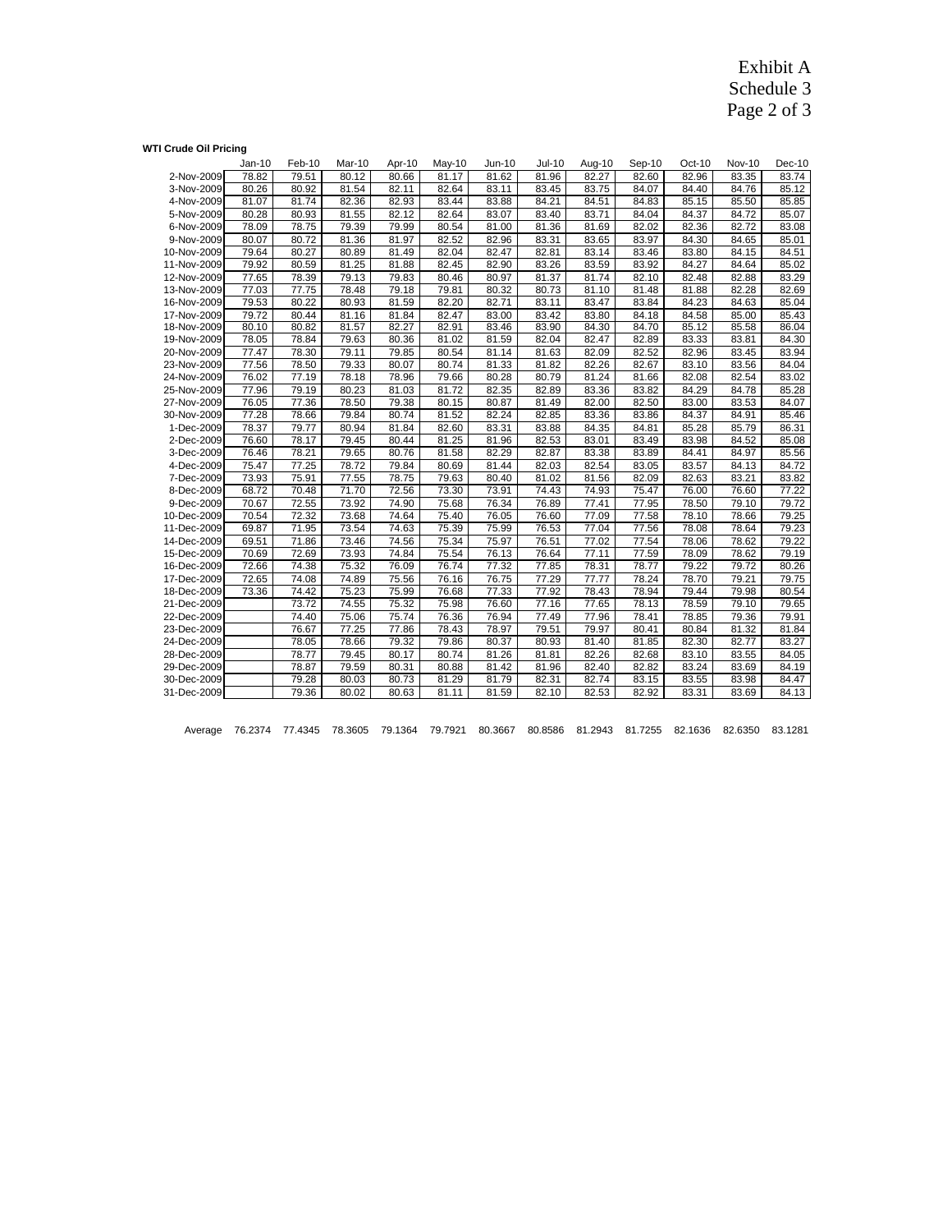Exhibit A
Schedule 3
Page 2 of 3

**WTI Crude Oil Pricing**

| | Jan-10 | Feb-10 | Mar-10 | Apr-10 | May-10 | Jun-10 | Jul-10 | Aug-10 | Sep-10 | Oct-10 | Nov-10 | Dec-10 |
|---|---|---|---|---|---|---|---|---|---|---|---|---|
| 2-Nov-2009 | 78.82 | 79.51 | 80.12 | 80.66 | 81.17 | 81.62 | 81.96 | 82.27 | 82.60 | 82.96 | 83.35 | 83.74 |
| 3-Nov-2009 | 80.26 | 80.92 | 81.54 | 82.11 | 82.64 | 83.11 | 83.45 | 83.75 | 84.07 | 84.40 | 84.76 | 85.12 |
| 4-Nov-2009 | 81.07 | 81.74 | 82.36 | 82.93 | 83.44 | 83.88 | 84.21 | 84.51 | 84.83 | 85.15 | 85.50 | 85.85 |
| 5-Nov-2009 | 80.28 | 80.93 | 81.55 | 82.12 | 82.64 | 83.07 | 83.40 | 83.71 | 84.04 | 84.37 | 84.72 | 85.07 |
| 6-Nov-2009 | 78.09 | 78.75 | 79.39 | 79.99 | 80.54 | 81.00 | 81.36 | 81.69 | 82.02 | 82.36 | 82.72 | 83.08 |
| 9-Nov-2009 | 80.07 | 80.72 | 81.36 | 81.97 | 82.52 | 82.96 | 83.31 | 83.65 | 83.97 | 84.30 | 84.65 | 85.01 |
| 10-Nov-2009 | 79.64 | 80.27 | 80.89 | 81.49 | 82.04 | 82.47 | 82.81 | 83.14 | 83.46 | 83.80 | 84.15 | 84.51 |
| 11-Nov-2009 | 79.92 | 80.59 | 81.25 | 81.88 | 82.45 | 82.90 | 83.26 | 83.59 | 83.92 | 84.27 | 84.64 | 85.02 |
| 12-Nov-2009 | 77.65 | 78.39 | 79.13 | 79.83 | 80.46 | 80.97 | 81.37 | 81.74 | 82.10 | 82.48 | 82.88 | 83.29 |
| 13-Nov-2009 | 77.03 | 77.75 | 78.48 | 79.18 | 79.81 | 80.32 | 80.73 | 81.10 | 81.48 | 81.88 | 82.28 | 82.69 |
| 16-Nov-2009 | 79.53 | 80.22 | 80.93 | 81.59 | 82.20 | 82.71 | 83.11 | 83.47 | 83.84 | 84.23 | 84.63 | 85.04 |
| 17-Nov-2009 | 79.72 | 80.44 | 81.16 | 81.84 | 82.47 | 83.00 | 83.42 | 83.80 | 84.18 | 84.58 | 85.00 | 85.43 |
| 18-Nov-2009 | 80.10 | 80.82 | 81.57 | 82.27 | 82.91 | 83.46 | 83.90 | 84.30 | 84.70 | 85.12 | 85.58 | 86.04 |
| 19-Nov-2009 | 78.05 | 78.84 | 79.63 | 80.36 | 81.02 | 81.59 | 82.04 | 82.47 | 82.89 | 83.33 | 83.81 | 84.30 |
| 20-Nov-2009 | 77.47 | 78.30 | 79.11 | 79.85 | 80.54 | 81.14 | 81.63 | 82.09 | 82.52 | 82.96 | 83.45 | 83.94 |
| 23-Nov-2009 | 77.56 | 78.50 | 79.33 | 80.07 | 80.74 | 81.33 | 81.82 | 82.26 | 82.67 | 83.10 | 83.56 | 84.04 |
| 24-Nov-2009 | 76.02 | 77.19 | 78.18 | 78.96 | 79.66 | 80.28 | 80.79 | 81.24 | 81.66 | 82.08 | 82.54 | 83.02 |
| 25-Nov-2009 | 77.96 | 79.19 | 80.23 | 81.03 | 81.72 | 82.35 | 82.89 | 83.36 | 83.82 | 84.29 | 84.78 | 85.28 |
| 27-Nov-2009 | 76.05 | 77.36 | 78.50 | 79.38 | 80.15 | 80.87 | 81.49 | 82.00 | 82.50 | 83.00 | 83.53 | 84.07 |
| 30-Nov-2009 | 77.28 | 78.66 | 79.84 | 80.74 | 81.52 | 82.24 | 82.85 | 83.36 | 83.86 | 84.37 | 84.91 | 85.46 |
| 1-Dec-2009 | 78.37 | 79.77 | 80.94 | 81.84 | 82.60 | 83.31 | 83.88 | 84.35 | 84.81 | 85.28 | 85.79 | 86.31 |
| 2-Dec-2009 | 76.60 | 78.17 | 79.45 | 80.44 | 81.25 | 81.96 | 82.53 | 83.01 | 83.49 | 83.98 | 84.52 | 85.08 |
| 3-Dec-2009 | 76.46 | 78.21 | 79.65 | 80.76 | 81.58 | 82.29 | 82.87 | 83.38 | 83.89 | 84.41 | 84.97 | 85.56 |
| 4-Dec-2009 | 75.47 | 77.25 | 78.72 | 79.84 | 80.69 | 81.44 | 82.03 | 82.54 | 83.05 | 83.57 | 84.13 | 84.72 |
| 7-Dec-2009 | 73.93 | 75.91 | 77.55 | 78.75 | 79.63 | 80.40 | 81.02 | 81.56 | 82.09 | 82.63 | 83.21 | 83.82 |
| 8-Dec-2009 | 68.72 | 70.48 | 71.70 | 72.56 | 73.30 | 73.91 | 74.43 | 74.93 | 75.47 | 76.00 | 76.60 | 77.22 |
| 9-Dec-2009 | 70.67 | 72.55 | 73.92 | 74.90 | 75.68 | 76.34 | 76.89 | 77.41 | 77.95 | 78.50 | 79.10 | 79.72 |
| 10-Dec-2009 | 70.54 | 72.32 | 73.68 | 74.64 | 75.40 | 76.05 | 76.60 | 77.09 | 77.58 | 78.10 | 78.66 | 79.25 |
| 11-Dec-2009 | 69.87 | 71.95 | 73.54 | 74.63 | 75.39 | 75.99 | 76.53 | 77.04 | 77.56 | 78.08 | 78.64 | 79.23 |
| 14-Dec-2009 | 69.51 | 71.86 | 73.46 | 74.56 | 75.34 | 75.97 | 76.51 | 77.02 | 77.54 | 78.06 | 78.62 | 79.22 |
| 15-Dec-2009 | 70.69 | 72.69 | 73.93 | 74.84 | 75.54 | 76.13 | 76.64 | 77.11 | 77.59 | 78.09 | 78.62 | 79.19 |
| 16-Dec-2009 | 72.66 | 74.38 | 75.32 | 76.09 | 76.74 | 77.32 | 77.85 | 78.31 | 78.77 | 79.22 | 79.72 | 80.26 |
| 17-Dec-2009 | 72.65 | 74.08 | 74.89 | 75.56 | 76.16 | 76.75 | 77.29 | 77.77 | 78.24 | 78.70 | 79.21 | 79.75 |
| 18-Dec-2009 | 73.36 | 74.42 | 75.23 | 75.99 | 76.68 | 77.33 | 77.92 | 78.43 | 78.94 | 79.44 | 79.98 | 80.54 |
| 21-Dec-2009 | | 73.72 | 74.55 | 75.32 | 75.98 | 76.60 | 77.16 | 77.65 | 78.13 | 78.59 | 79.10 | 79.65 |
| 22-Dec-2009 | | 74.40 | 75.06 | 75.74 | 76.36 | 76.94 | 77.49 | 77.96 | 78.41 | 78.85 | 79.36 | 79.91 |
| 23-Dec-2009 | | 76.67 | 77.25 | 77.86 | 78.43 | 78.97 | 79.51 | 79.97 | 80.41 | 80.84 | 81.32 | 81.84 |
| 24-Dec-2009 | | 78.05 | 78.66 | 79.32 | 79.86 | 80.37 | 80.93 | 81.40 | 81.85 | 82.30 | 82.77 | 83.27 |
| 28-Dec-2009 | | 78.77 | 79.45 | 80.17 | 80.74 | 81.26 | 81.81 | 82.26 | 82.68 | 83.10 | 83.55 | 84.05 |
| 29-Dec-2009 | | 78.87 | 79.59 | 80.31 | 80.88 | 81.42 | 81.96 | 82.40 | 82.82 | 83.24 | 83.69 | 84.19 |
| 30-Dec-2009 | | 79.28 | 80.03 | 80.73 | 81.29 | 81.79 | 82.31 | 82.74 | 83.15 | 83.55 | 83.98 | 84.47 |
| 31-Dec-2009 | | 79.36 | 80.02 | 80.63 | 81.11 | 81.59 | 82.10 | 82.53 | 82.92 | 83.31 | 83.69 | 84.13 |
| Average | 76.2374 | 77.4345 | 78.3605 | 79.1364 | 79.7921 | 80.3667 | 80.8586 | 81.2943 | 81.7255 | 82.1636 | 82.6350 | 83.1281 |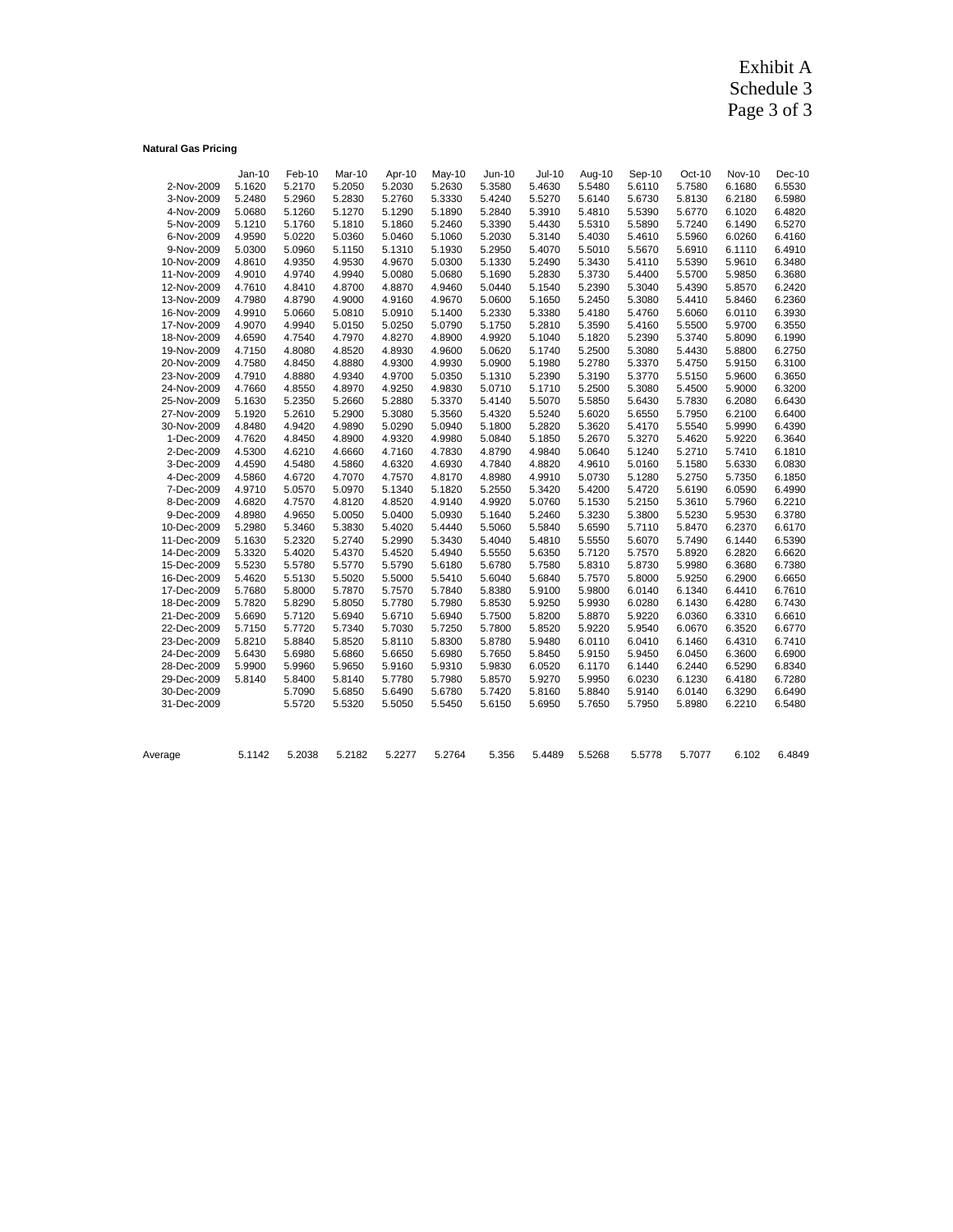Exhibit A
Schedule 3
Page 3 of 3

**Natural Gas Pricing**

| | Jan-10 | Feb-10 | Mar-10 | Apr-10 | May-10 | Jun-10 | Jul-10 | Aug-10 | Sep-10 | Oct-10 | Nov-10 | Dec-10 |
|---|---|---|---|---|---|---|---|---|---|---|---|---|
| 2-Nov-2009 | 5.1620 | 5.2170 | 5.2050 | 5.2030 | 5.2630 | 5.3580 | 5.4630 | 5.5480 | 5.6110 | 5.7580 | 6.1680 | 6.5530 |
| 3-Nov-2009 | 5.2480 | 5.2960 | 5.2830 | 5.2760 | 5.3330 | 5.4240 | 5.5270 | 5.6140 | 5.6730 | 5.8130 | 6.2180 | 6.5980 |
| 4-Nov-2009 | 5.0680 | 5.1260 | 5.1270 | 5.1290 | 5.1890 | 5.2840 | 5.3910 | 5.4810 | 5.5390 | 5.6770 | 6.1020 | 6.4820 |
| 5-Nov-2009 | 5.1210 | 5.1760 | 5.1810 | 5.1860 | 5.2460 | 5.3390 | 5.4430 | 5.5310 | 5.5890 | 5.7240 | 6.1490 | 6.5270 |
| 6-Nov-2009 | 4.9590 | 5.0220 | 5.0360 | 5.0460 | 5.1060 | 5.2030 | 5.3140 | 5.4030 | 5.4610 | 5.5960 | 6.0260 | 6.4160 |
| 9-Nov-2009 | 5.0300 | 5.0960 | 5.1150 | 5.1310 | 5.1930 | 5.2950 | 5.4070 | 5.5010 | 5.5670 | 5.6910 | 6.1110 | 6.4910 |
| 10-Nov-2009 | 4.8610 | 4.9350 | 4.9530 | 4.9670 | 5.0300 | 5.1330 | 5.2490 | 5.3430 | 5.4110 | 5.5390 | 5.9610 | 6.3480 |
| 11-Nov-2009 | 4.9010 | 4.9740 | 4.9940 | 5.0080 | 5.0680 | 5.1690 | 5.2830 | 5.3730 | 5.4400 | 5.5700 | 5.9850 | 6.3680 |
| 12-Nov-2009 | 4.7610 | 4.8410 | 4.8700 | 4.8870 | 4.9460 | 5.0440 | 5.1540 | 5.2390 | 5.3040 | 5.4390 | 5.8570 | 6.2420 |
| 13-Nov-2009 | 4.7980 | 4.8790 | 4.9000 | 4.9160 | 4.9670 | 5.0600 | 5.1650 | 5.2450 | 5.3080 | 5.4410 | 5.8460 | 6.2360 |
| 16-Nov-2009 | 4.9910 | 5.0660 | 5.0810 | 5.0910 | 5.1400 | 5.2330 | 5.3380 | 5.4180 | 5.4760 | 5.6060 | 6.0110 | 6.3930 |
| 17-Nov-2009 | 4.9070 | 4.9940 | 5.0150 | 5.0250 | 5.0790 | 5.1750 | 5.2810 | 5.3590 | 5.4160 | 5.5500 | 5.9700 | 6.3550 |
| 18-Nov-2009 | 4.6590 | 4.7540 | 4.7970 | 4.8270 | 4.8900 | 4.9920 | 5.1040 | 5.1820 | 5.2390 | 5.3740 | 5.8090 | 6.1990 |
| 19-Nov-2009 | 4.7150 | 4.8080 | 4.8520 | 4.8930 | 4.9600 | 5.0620 | 5.1740 | 5.2500 | 5.3080 | 5.4430 | 5.8800 | 6.2750 |
| 20-Nov-2009 | 4.7580 | 4.8450 | 4.8880 | 4.9300 | 4.9930 | 5.0900 | 5.1980 | 5.2780 | 5.3370 | 5.4750 | 5.9150 | 6.3100 |
| 23-Nov-2009 | 4.7910 | 4.8880 | 4.9340 | 4.9700 | 5.0350 | 5.1310 | 5.2390 | 5.3190 | 5.3770 | 5.5150 | 5.9600 | 6.3650 |
| 24-Nov-2009 | 4.7660 | 4.8550 | 4.8970 | 4.9250 | 4.9830 | 5.0710 | 5.1710 | 5.2500 | 5.3080 | 5.4500 | 5.9000 | 6.3200 |
| 25-Nov-2009 | 5.1630 | 5.2350 | 5.2660 | 5.2880 | 5.3370 | 5.4140 | 5.5070 | 5.5850 | 5.6430 | 5.7830 | 6.2080 | 6.6430 |
| 27-Nov-2009 | 5.1920 | 5.2610 | 5.2900 | 5.3080 | 5.3560 | 5.4320 | 5.5240 | 5.6020 | 5.6550 | 5.7950 | 6.2100 | 6.6400 |
| 30-Nov-2009 | 4.8480 | 4.9420 | 4.9890 | 5.0290 | 5.0940 | 5.1800 | 5.2820 | 5.3620 | 5.4170 | 5.5540 | 5.9990 | 6.4390 |
| 1-Dec-2009 | 4.7620 | 4.8450 | 4.8900 | 4.9320 | 4.9980 | 5.0840 | 5.1850 | 5.2670 | 5.3270 | 5.4620 | 5.9220 | 6.3640 |
| 2-Dec-2009 | 4.5300 | 4.6210 | 4.6660 | 4.7160 | 4.7830 | 4.8790 | 4.9840 | 5.0640 | 5.1240 | 5.2710 | 5.7410 | 6.1810 |
| 3-Dec-2009 | 4.4590 | 4.5480 | 4.5860 | 4.6320 | 4.6930 | 4.7840 | 4.8820 | 4.9610 | 5.0160 | 5.1580 | 5.6330 | 6.0830 |
| 4-Dec-2009 | 4.5860 | 4.6720 | 4.7070 | 4.7570 | 4.8170 | 4.8980 | 4.9910 | 5.0730 | 5.1280 | 5.2750 | 5.7350 | 6.1850 |
| 7-Dec-2009 | 4.9710 | 5.0570 | 5.0970 | 5.1340 | 5.1820 | 5.2550 | 5.3420 | 5.4200 | 5.4720 | 5.6190 | 6.0590 | 6.4990 |
| 8-Dec-2009 | 4.6820 | 4.7570 | 4.8120 | 4.8520 | 4.9140 | 4.9920 | 5.0760 | 5.1530 | 5.2150 | 5.3610 | 5.7960 | 6.2210 |
| 9-Dec-2009 | 4.8980 | 4.9650 | 5.0050 | 5.0400 | 5.0930 | 5.1640 | 5.2460 | 5.3230 | 5.3800 | 5.5230 | 5.9530 | 6.3780 |
| 10-Dec-2009 | 5.2980 | 5.3460 | 5.3830 | 5.4020 | 5.4440 | 5.5060 | 5.5840 | 5.6590 | 5.7110 | 5.8470 | 6.2370 | 6.6170 |
| 11-Dec-2009 | 5.1630 | 5.2320 | 5.2740 | 5.2990 | 5.3430 | 5.4040 | 5.4810 | 5.5550 | 5.6070 | 5.7490 | 6.1440 | 6.5390 |
| 14-Dec-2009 | 5.3320 | 5.4020 | 5.4370 | 5.4520 | 5.4940 | 5.5550 | 5.6350 | 5.7120 | 5.7570 | 5.8920 | 6.2820 | 6.6620 |
| 15-Dec-2009 | 5.5230 | 5.5780 | 5.5770 | 5.5790 | 5.6180 | 5.6780 | 5.7580 | 5.8310 | 5.8730 | 5.9980 | 6.3680 | 6.7380 |
| 16-Dec-2009 | 5.4620 | 5.5130 | 5.5020 | 5.5000 | 5.5410 | 5.6040 | 5.6840 | 5.7570 | 5.8000 | 5.9250 | 6.2900 | 6.6650 |
| 17-Dec-2009 | 5.7680 | 5.8000 | 5.7870 | 5.7570 | 5.7840 | 5.8380 | 5.9100 | 5.9800 | 6.0140 | 6.1340 | 6.4410 | 6.7610 |
| 18-Dec-2009 | 5.7820 | 5.8290 | 5.8050 | 5.7780 | 5.7980 | 5.8530 | 5.9250 | 5.9930 | 6.0280 | 6.1430 | 6.4280 | 6.7430 |
| 21-Dec-2009 | 5.6690 | 5.7120 | 5.6940 | 5.6710 | 5.6940 | 5.7500 | 5.8200 | 5.8870 | 5.9220 | 6.0360 | 6.3310 | 6.6610 |
| 22-Dec-2009 | 5.7150 | 5.7720 | 5.7340 | 5.7030 | 5.7250 | 5.7800 | 5.8520 | 5.9220 | 5.9540 | 6.0670 | 6.3520 | 6.6770 |
| 23-Dec-2009 | 5.8210 | 5.8840 | 5.8520 | 5.8110 | 5.8300 | 5.8780 | 5.9480 | 6.0110 | 6.0410 | 6.1460 | 6.4310 | 6.7410 |
| 24-Dec-2009 | 5.6430 | 5.6980 | 5.6860 | 5.6650 | 5.6980 | 5.7650 | 5.8450 | 5.9150 | 5.9450 | 6.0450 | 6.3600 | 6.6900 |
| 28-Dec-2009 | 5.9900 | 5.9960 | 5.9650 | 5.9160 | 5.9310 | 5.9830 | 6.0520 | 6.1170 | 6.1440 | 6.2440 | 6.5290 | 6.8340 |
| 29-Dec-2009 | 5.8140 | 5.8400 | 5.8140 | 5.7780 | 5.7980 | 5.8570 | 5.9270 | 5.9950 | 6.0230 | 6.1230 | 6.4180 | 6.7280 |
| 30-Dec-2009 | | 5.7090 | 5.6850 | 5.6490 | 5.6780 | 5.7420 | 5.8160 | 5.8840 | 5.9140 | 6.0140 | 6.3290 | 6.6490 |
| 31-Dec-2009 | | 5.5720 | 5.5320 | 5.5050 | 5.5450 | 5.6150 | 5.6950 | 5.7650 | 5.7950 | 5.8980 | 6.2210 | 6.5480 |
| Average | 5.1142 | 5.2038 | 5.2182 | 5.2277 | 5.2764 | 5.356 | 5.4489 | 5.5268 | 5.5778 | 5.7077 | 6.102 | 6.4849 |